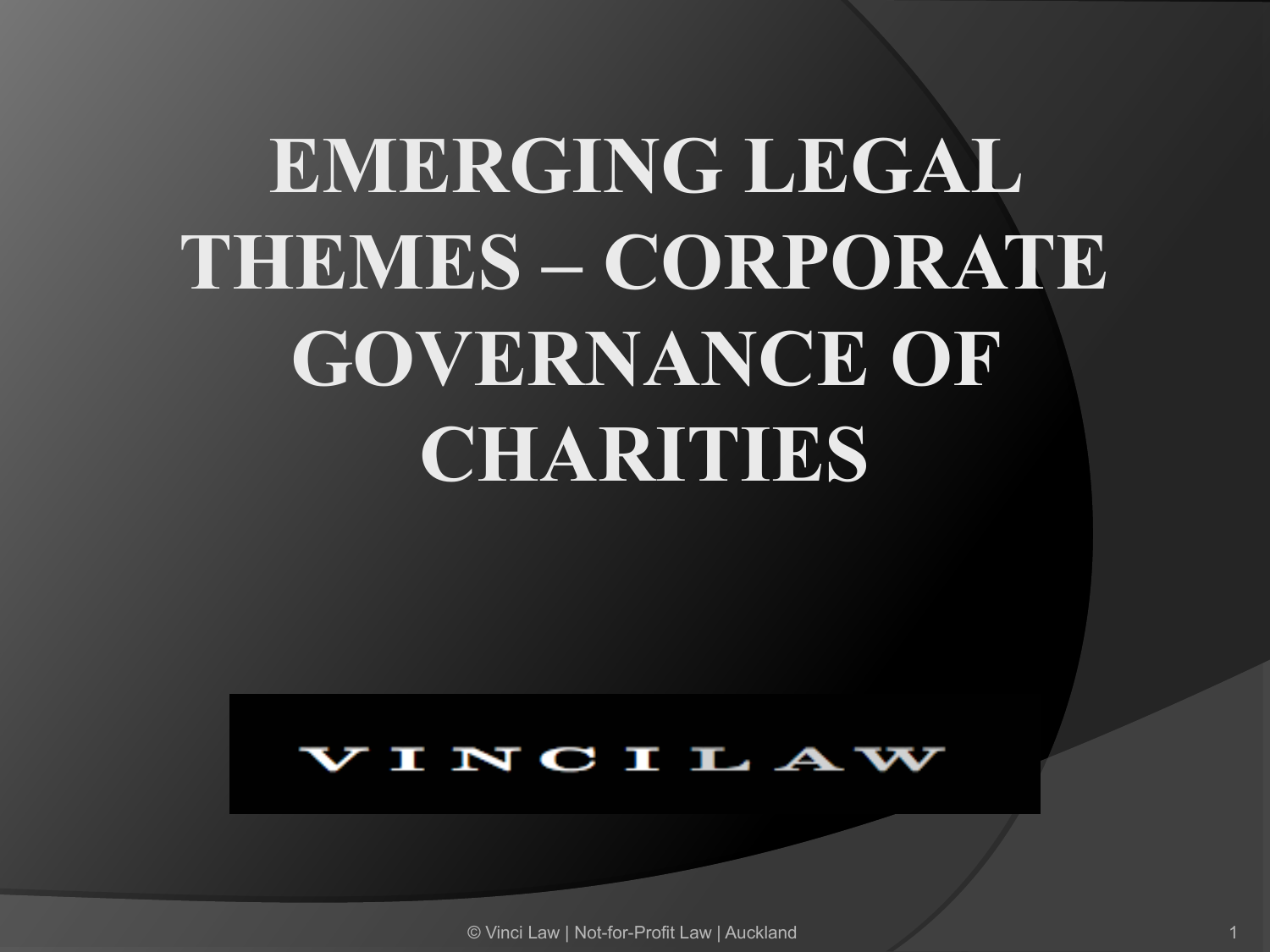# EMERGING LEGAL THEMES – CORPORATE GOVERNANCE OF CHARITIES

VINCILAW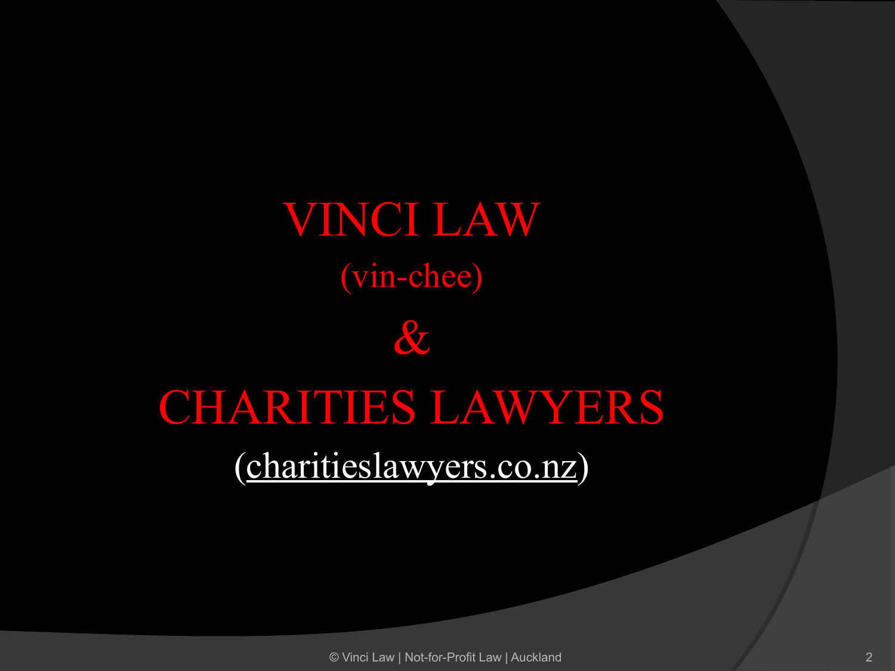# VINCI LAW

(vin-chee)

&

# CHARITIES LAWYERS

(charitieslawyers.co.nz)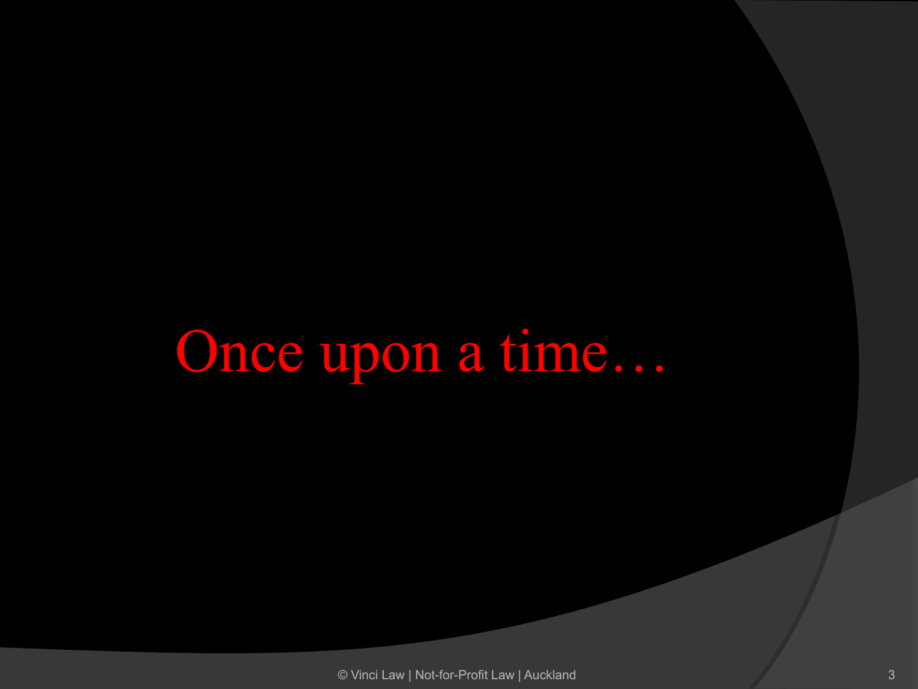Once upon a time…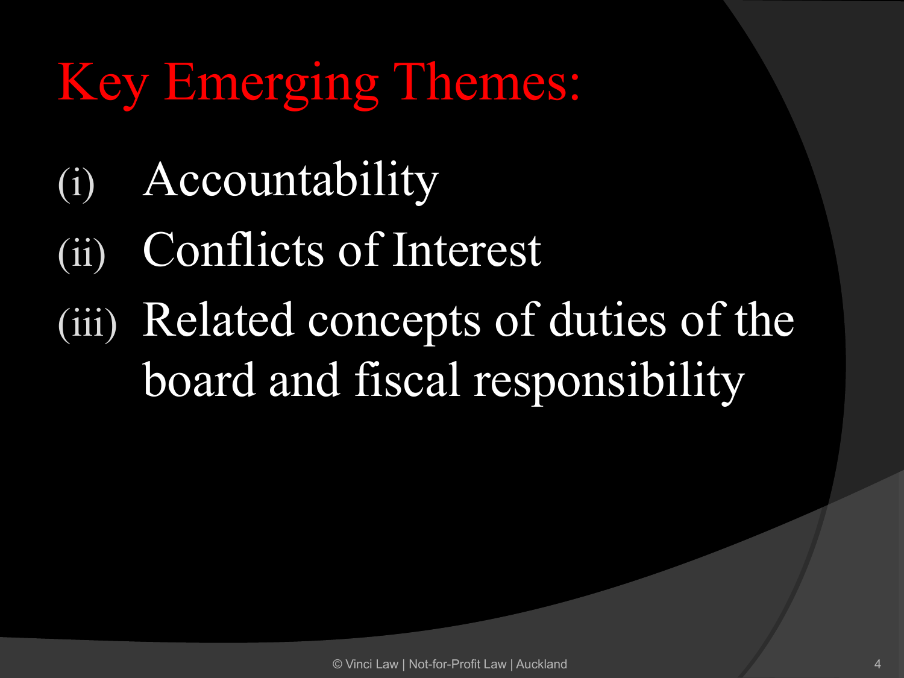# Key Emerging Themes:

(i) Accountability

(ii) Conflicts of Interest

(iii) Related concepts of duties of the board and fiscal responsibility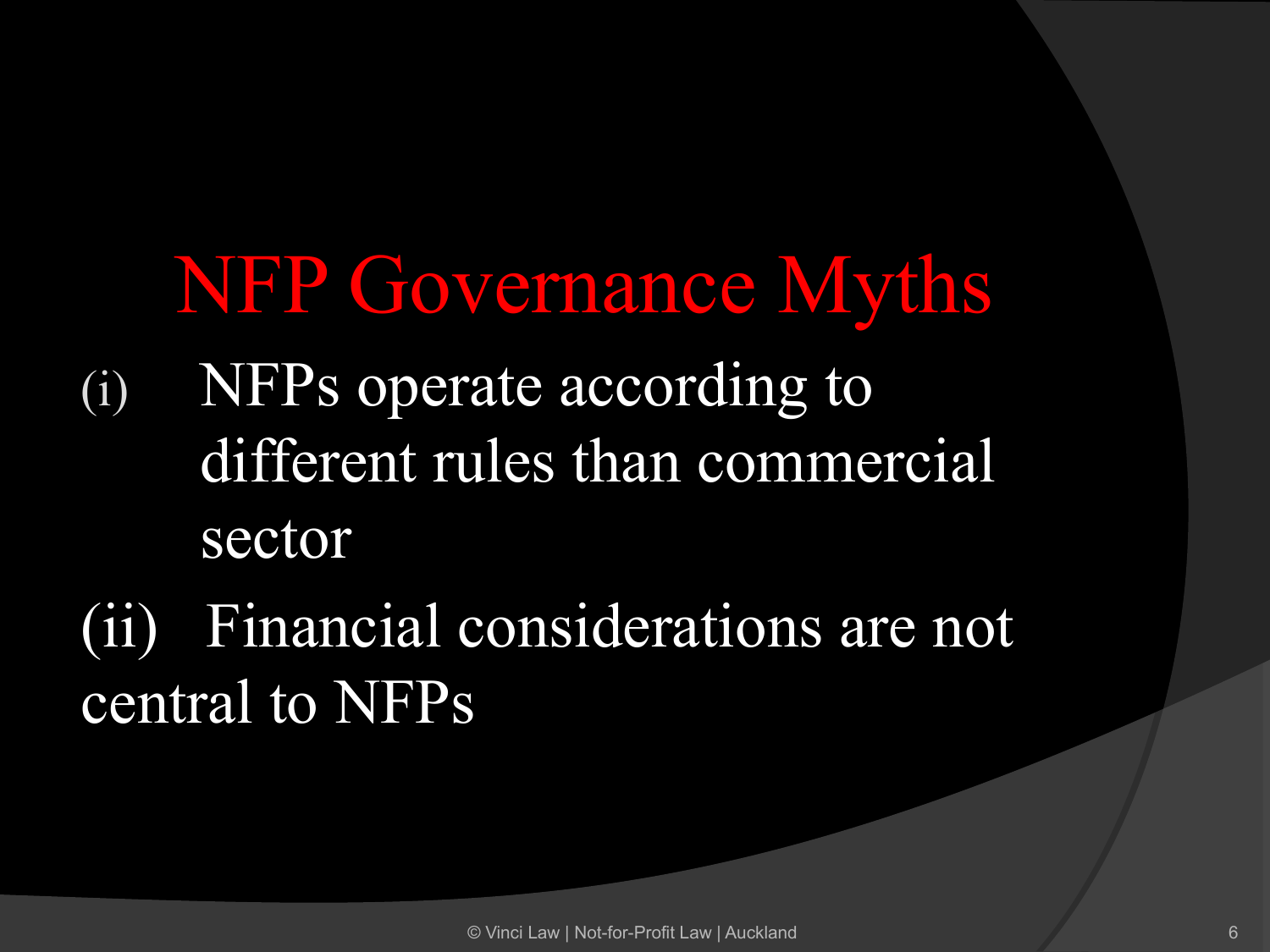# NFP Governance Myths

(i) NFPs operate according to different rules than commercial sector

(ii) Financial considerations are not central to NFPs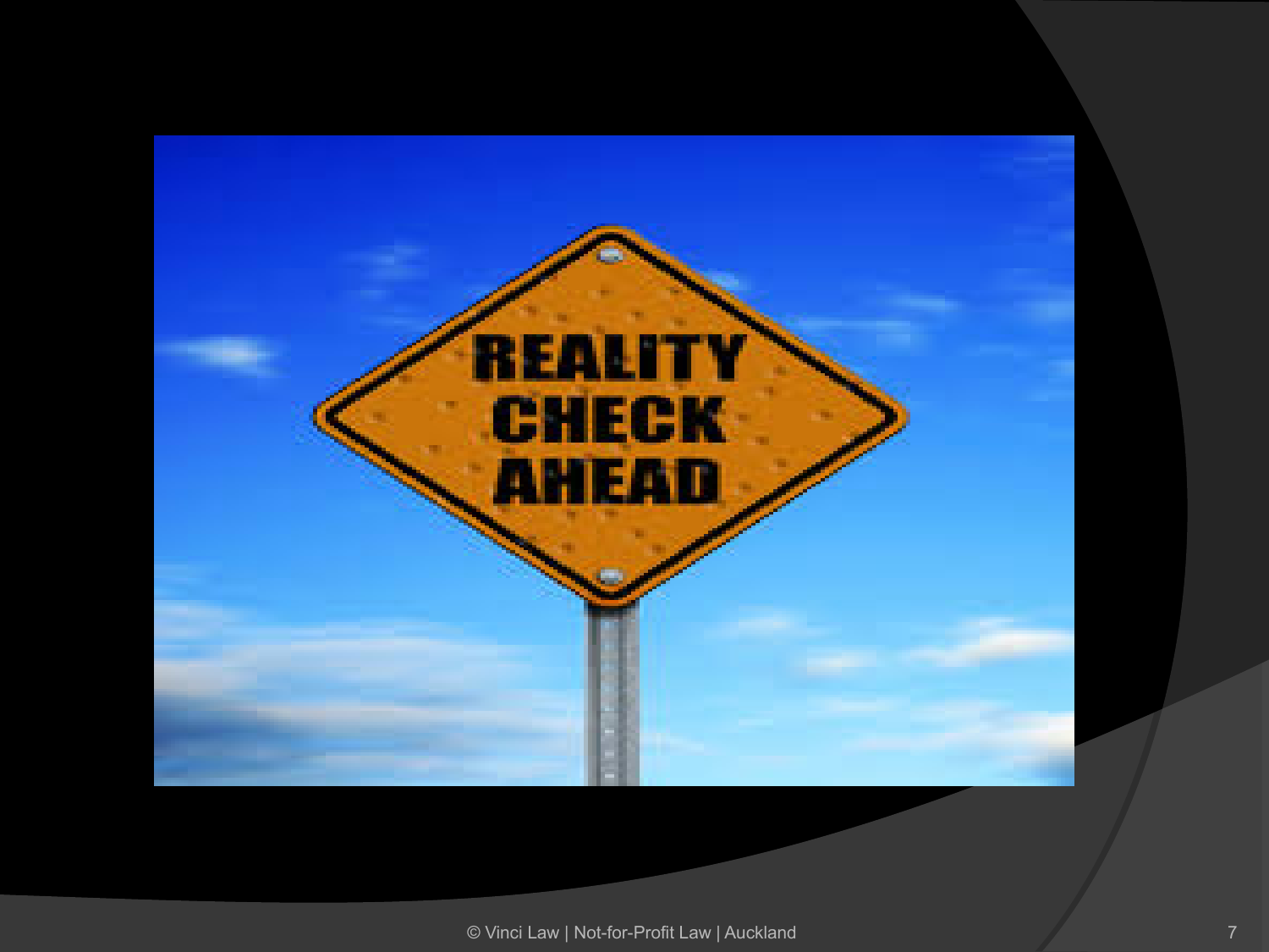REALITY CHECK AHEAD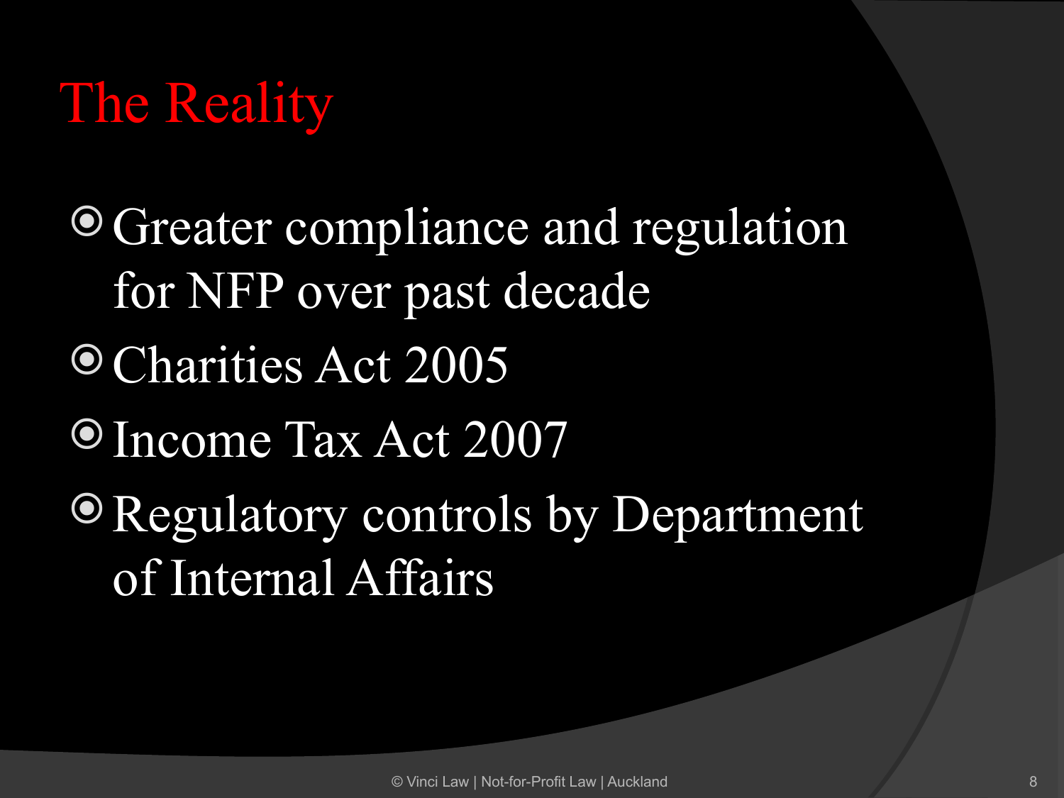# The Reality

- Greater compliance and regulation for NFP over past decade
- Charities Act 2005
- Income Tax Act 2007
- Regulatory controls by Department of Internal Affairs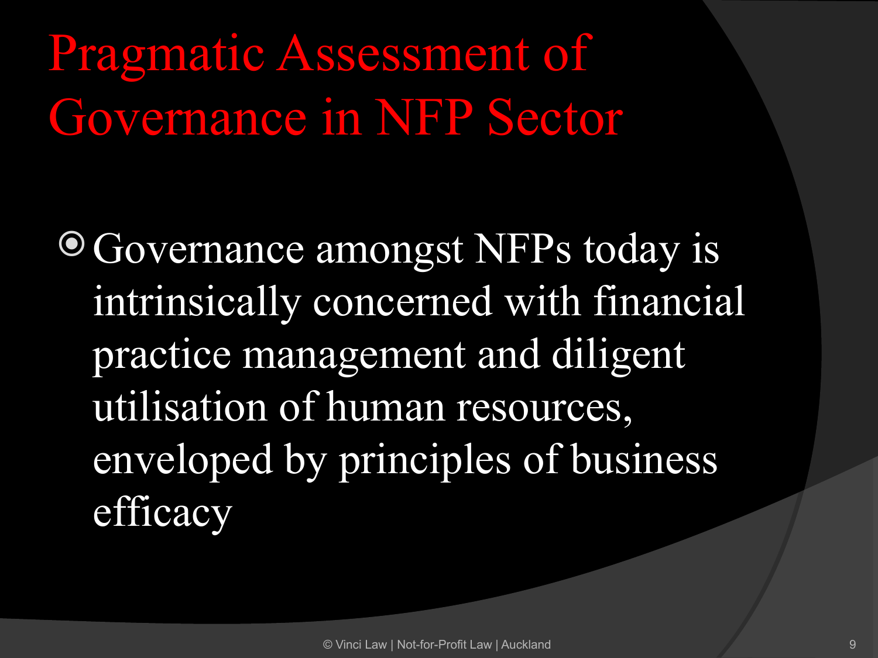# Pragmatic Assessment of Governance in NFP Sector

- Governance amongst NFPs today is intrinsically concerned with financial practice management and diligent utilisation of human resources, enveloped by principles of business efficacy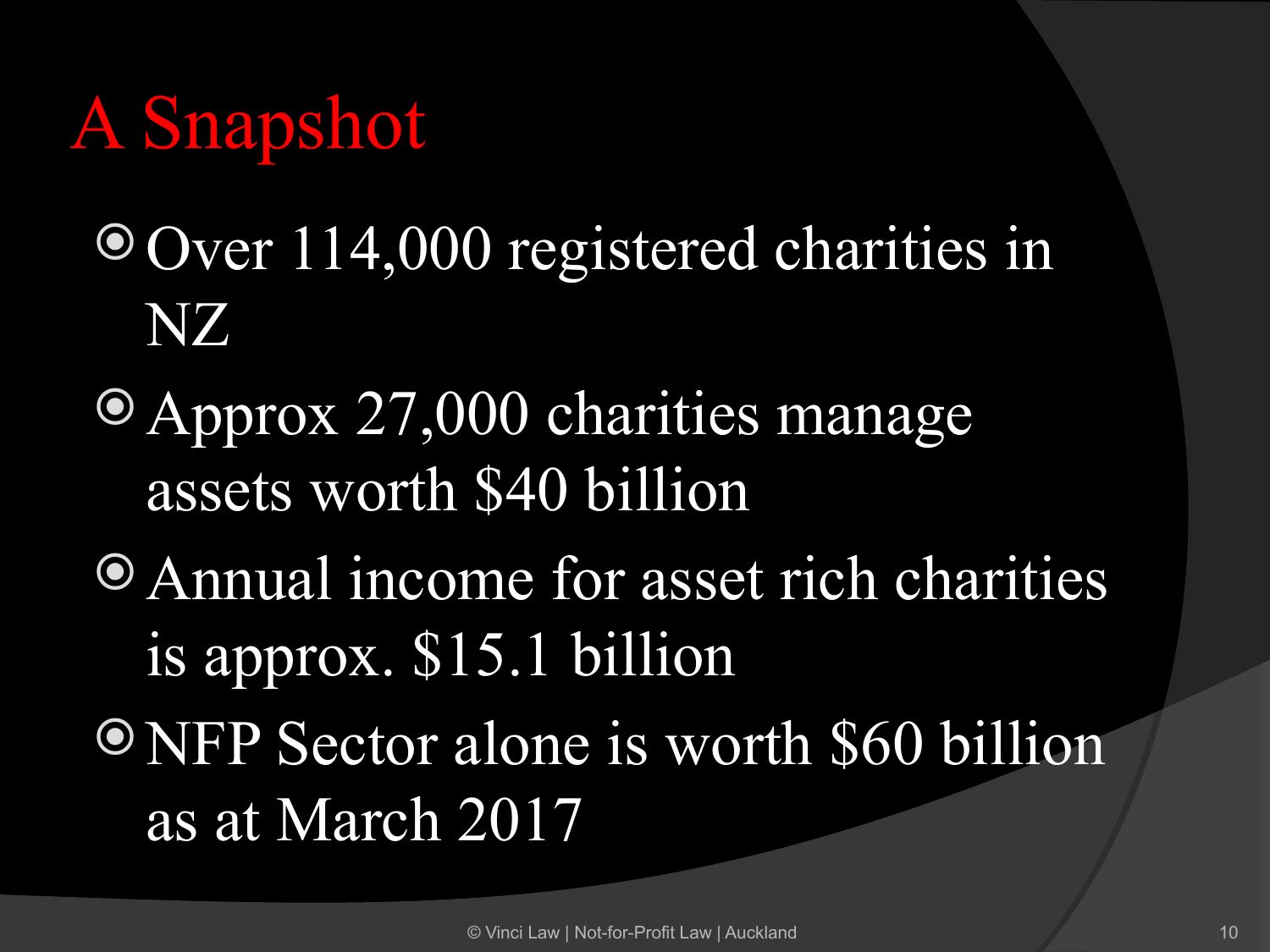# A Snapshot

- Over 114,000 registered charities in NZ
- Approx 27,000 charities manage assets worth $40 billion
- Annual income for asset rich charities is approx. $15.1 billion
- NFP Sector alone is worth $60 billion as at March 2017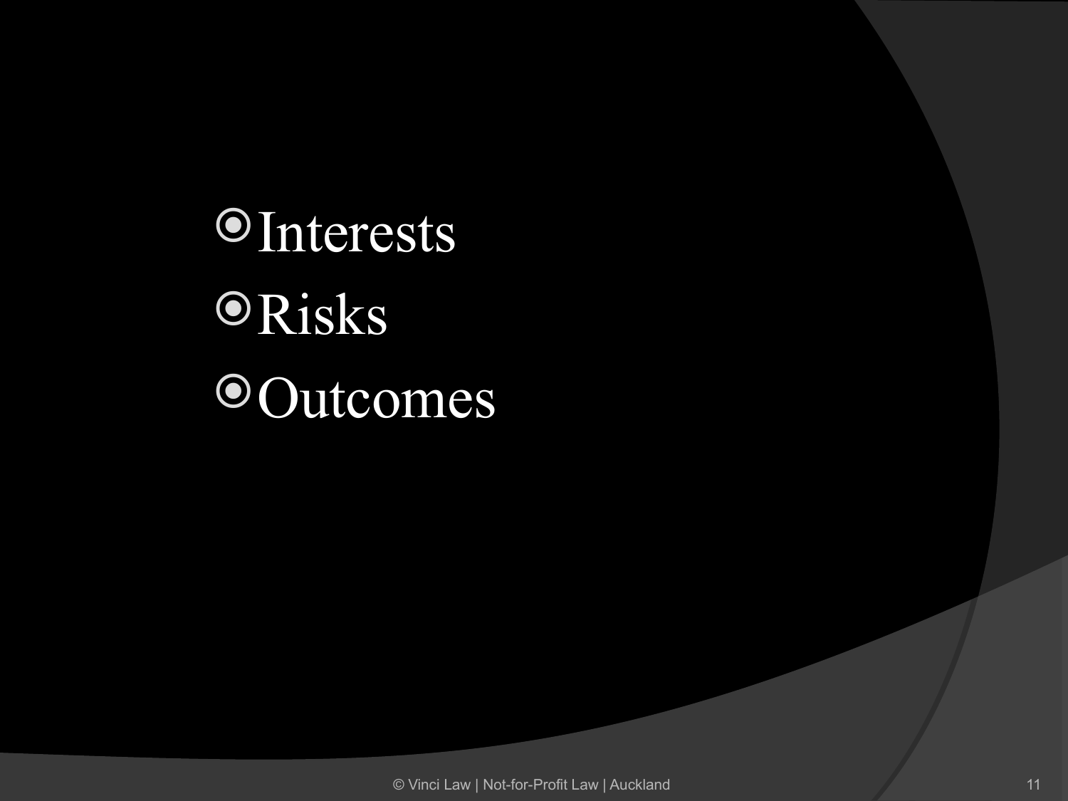- Interests
- Risks
- Outcomes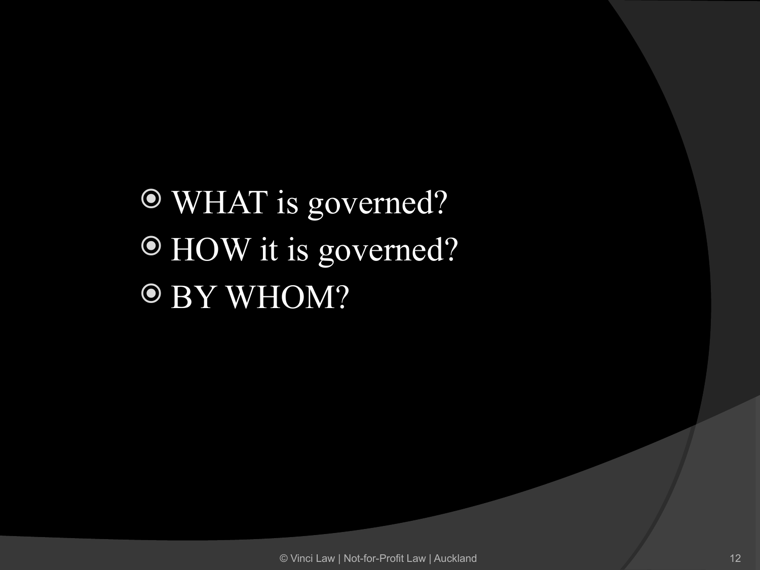- WHAT is governed?
- HOW it is governed?
- BY WHOM?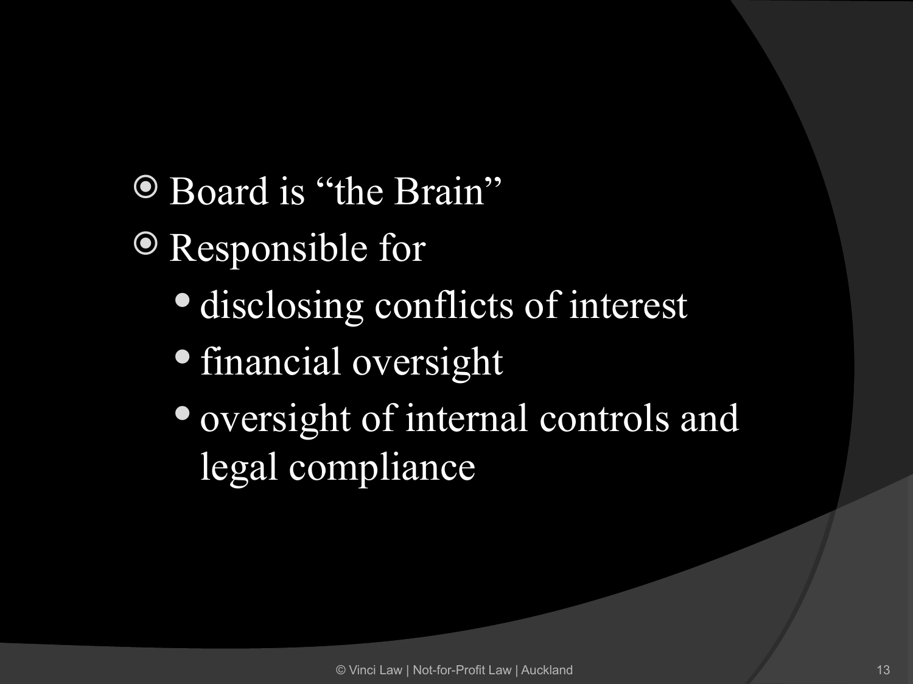- Board is “the Brain”
- Responsible for
  - disclosing conflicts of interest
  - financial oversight
  - oversight of internal controls and legal compliance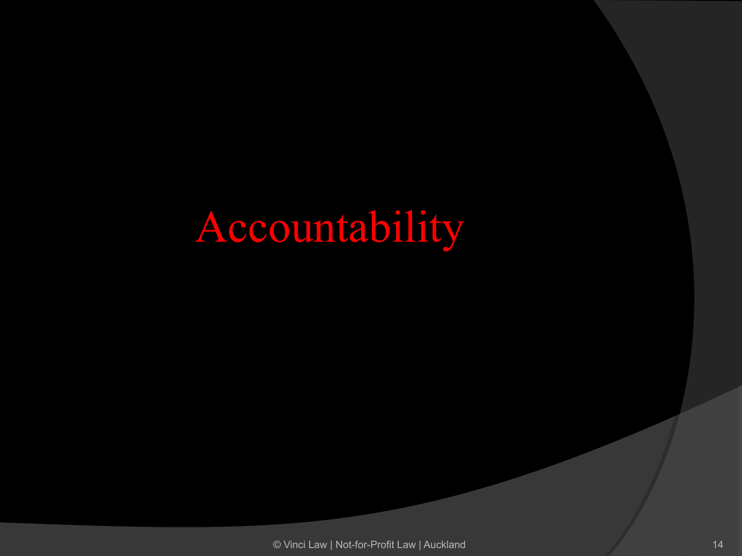# Accountability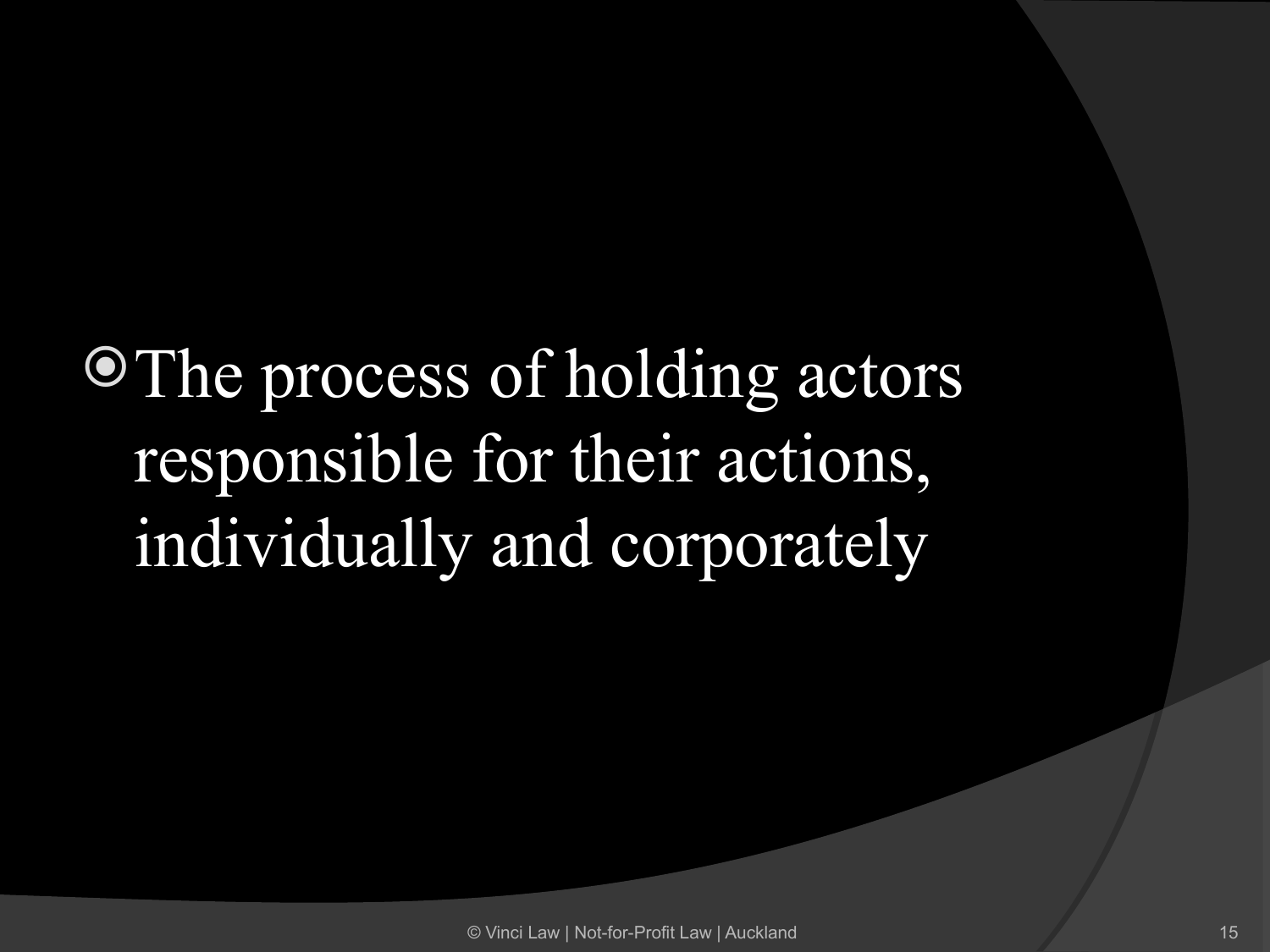- The process of holding actors responsible for their actions, individually and corporately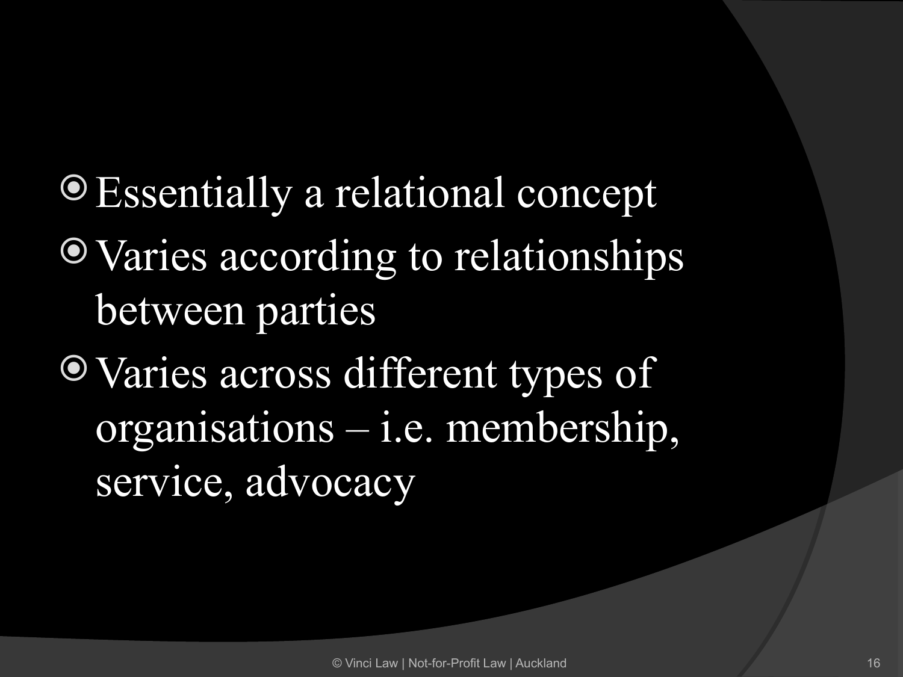- Essentially a relational concept
- Varies according to relationships between parties
- Varies across different types of organisations – i.e. membership, service, advocacy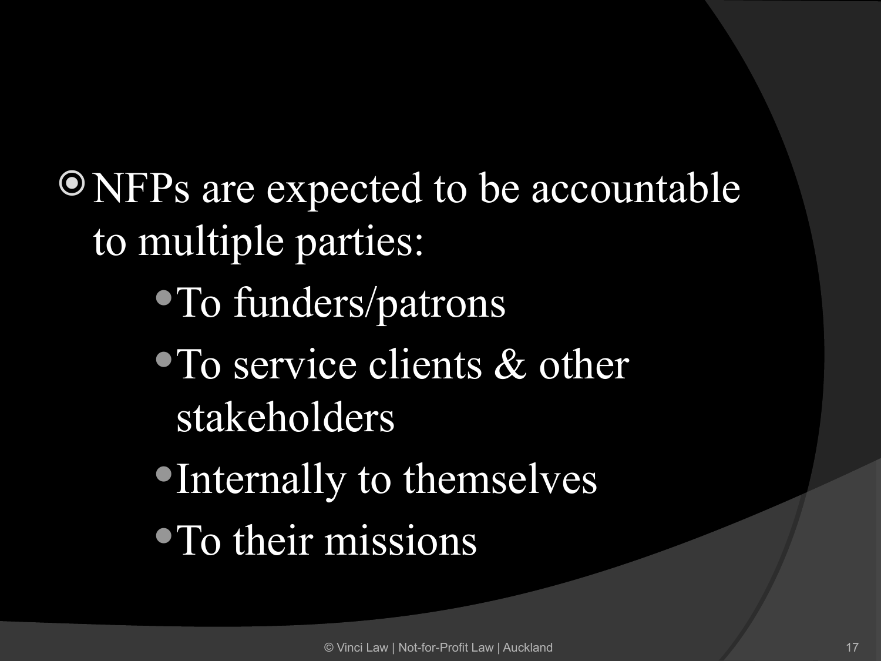- NFPs are expected to be accountable to multiple parties:
  - To funders/patrons
  - To service clients & other stakeholders
  - Internally to themselves
  - To their missions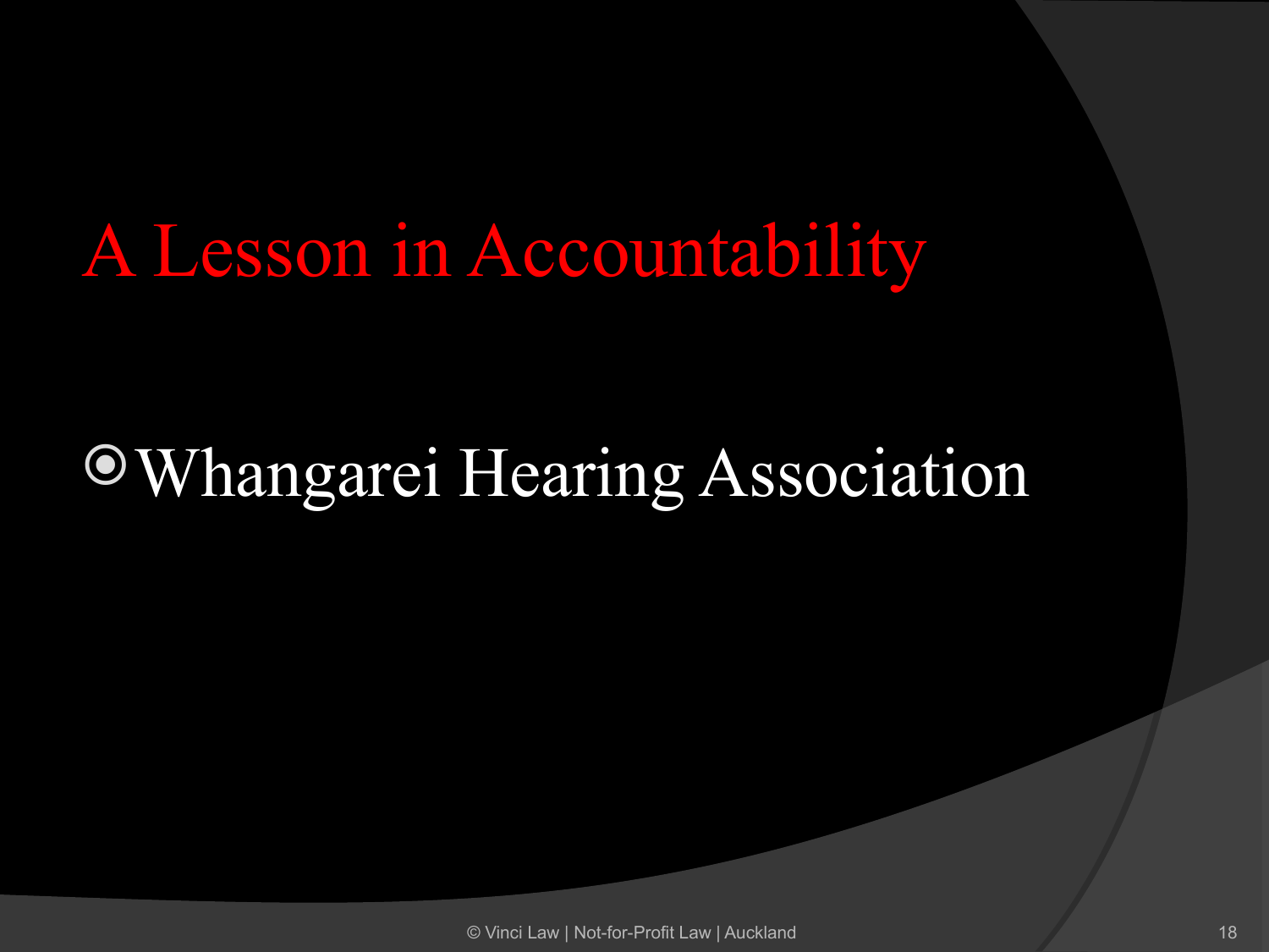# A Lesson in Accountability

- Whangarei Hearing Association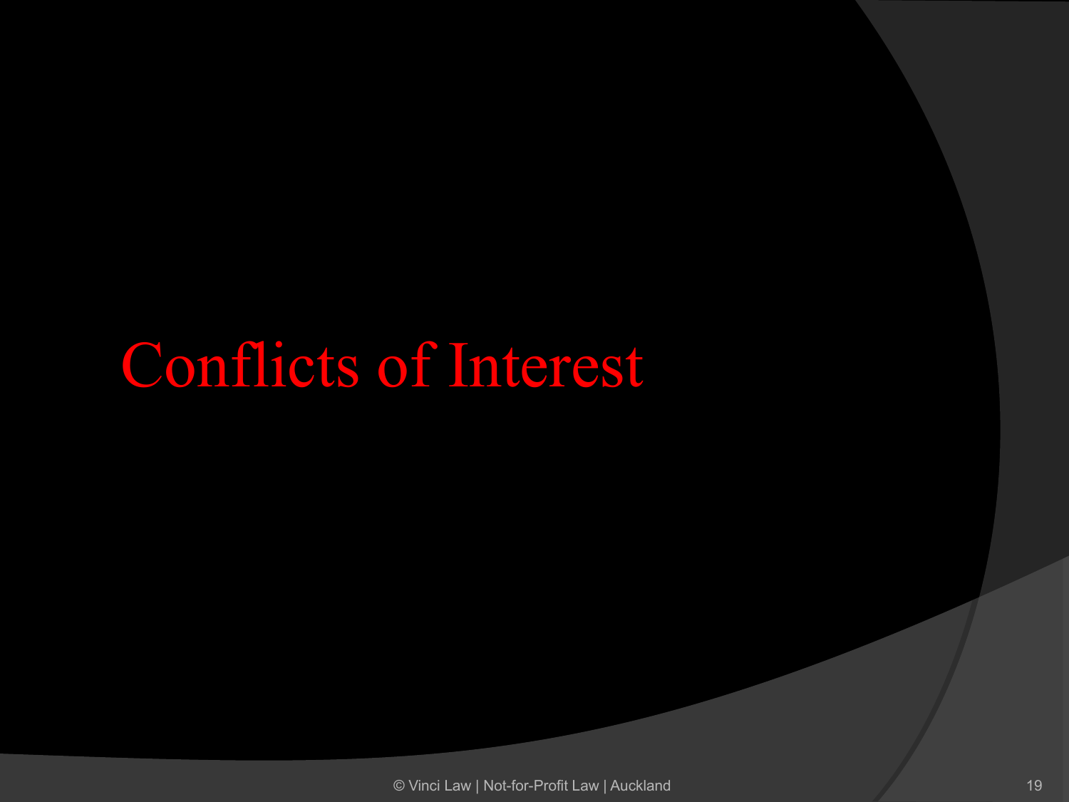# Conflicts of Interest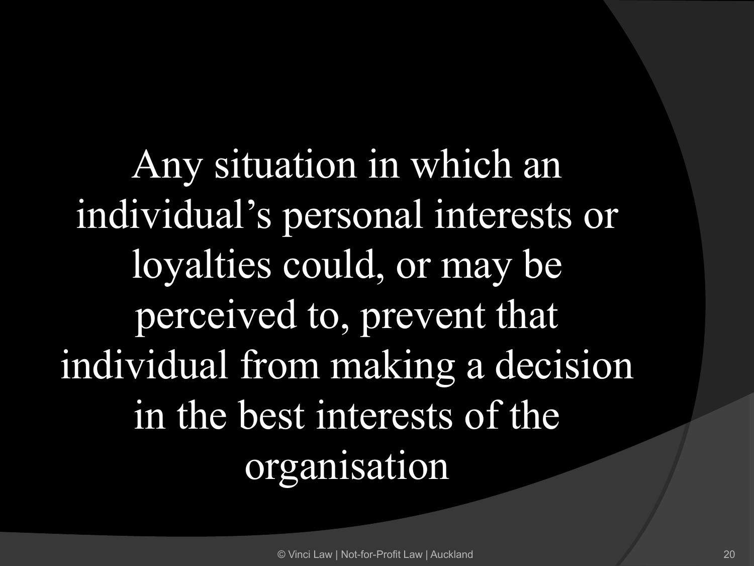Any situation in which an individual's personal interests or loyalties could, or may be perceived to, prevent that individual from making a decision in the best interests of the organisation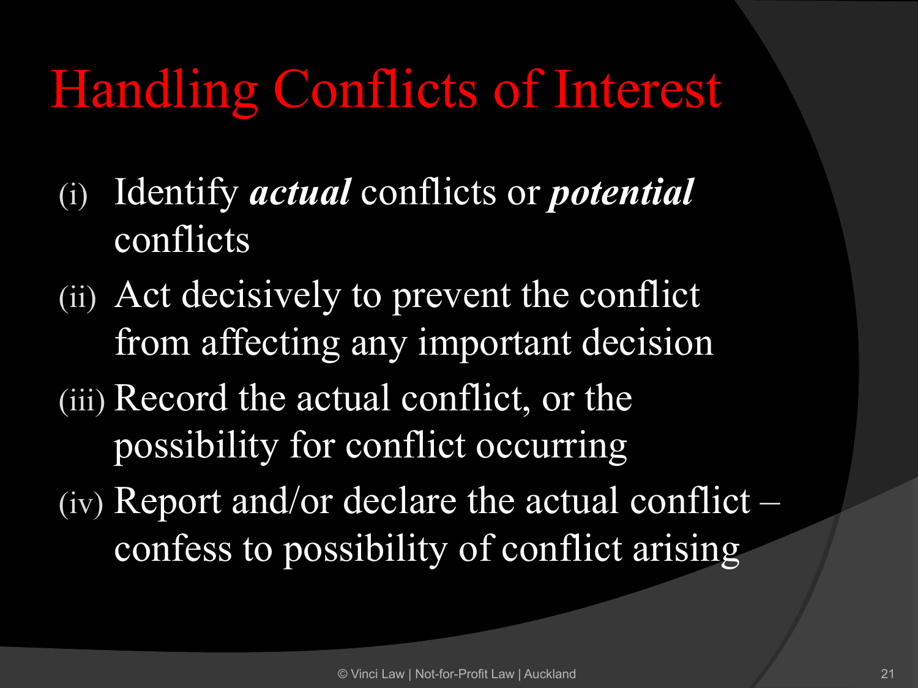# Handling Conflicts of Interest

(i) Identify ***actual*** conflicts or ***potential*** conflicts

(ii) Act decisively to prevent the conflict from affecting any important decision

(iii) Record the actual conflict, or the possibility for conflict occurring

(iv) Report and/or declare the actual conflict – confess to possibility of conflict arising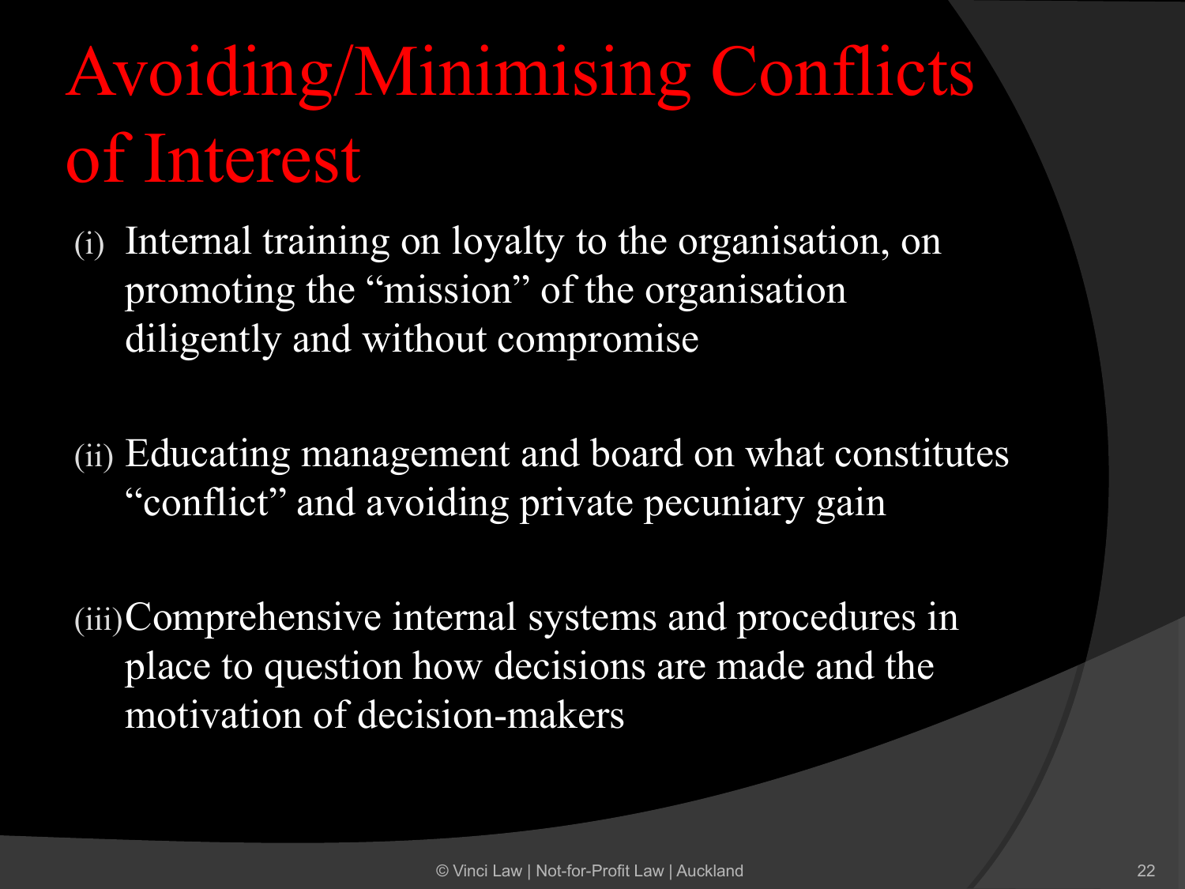# Avoiding/Minimising Conflicts of Interest

(i) Internal training on loyalty to the organisation, on promoting the "mission" of the organisation diligently and without compromise

(ii) Educating management and board on what constitutes "conflict" and avoiding private pecuniary gain

(iii) Comprehensive internal systems and procedures in place to question how decisions are made and the motivation of decision-makers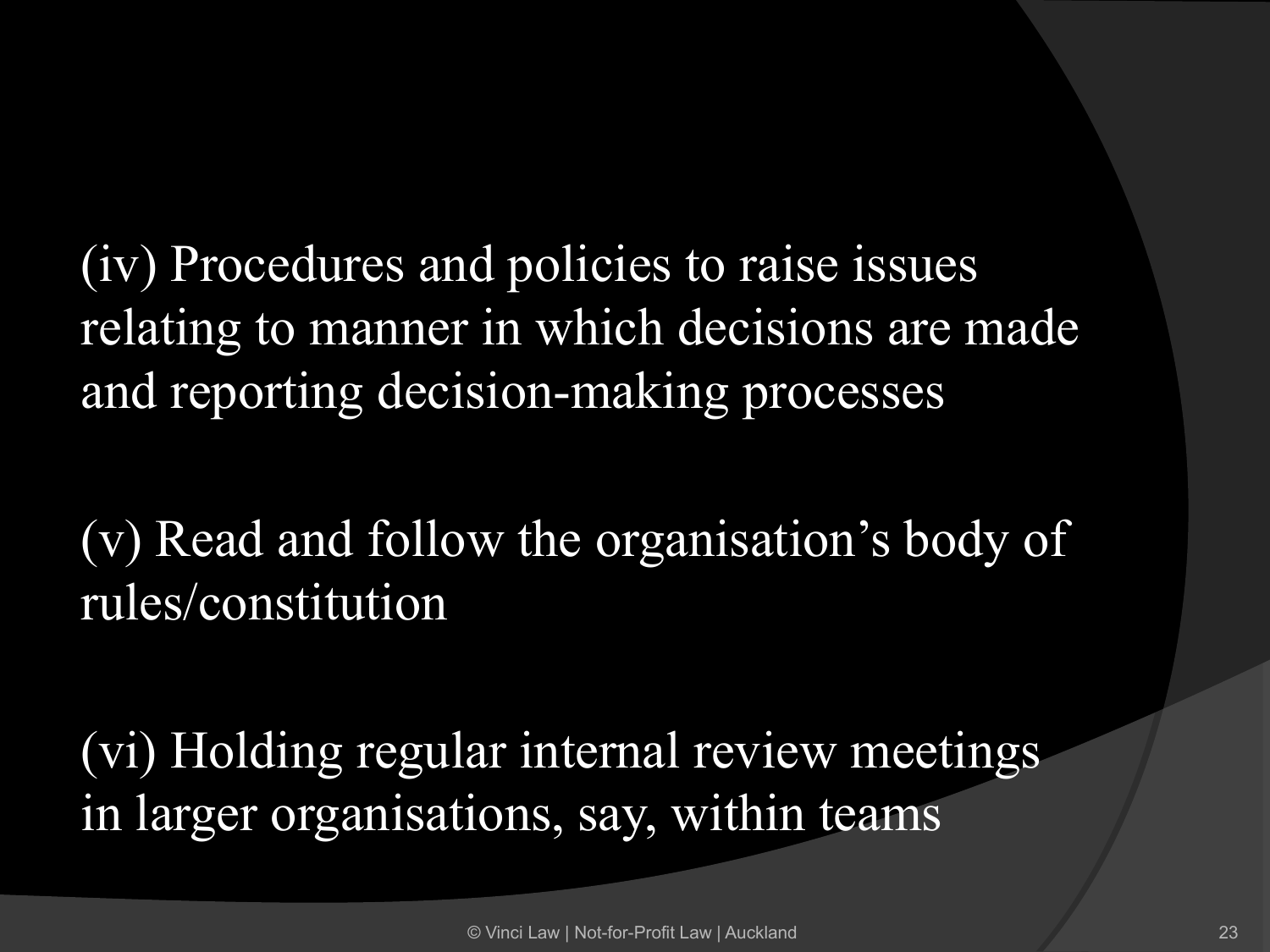(iv) Procedures and policies to raise issues relating to manner in which decisions are made and reporting decision-making processes

(v) Read and follow the organisation's body of rules/constitution

(vi) Holding regular internal review meetings in larger organisations, say, within teams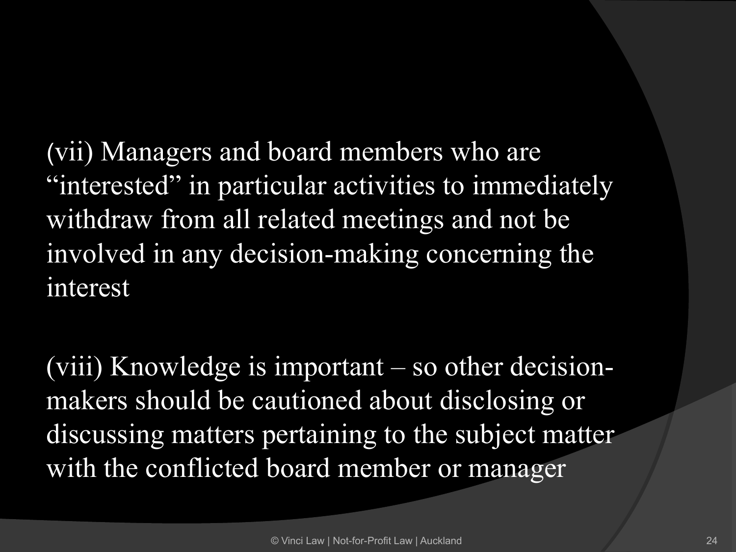(vii) Managers and board members who are “interested” in particular activities to immediately withdraw from all related meetings and not be involved in any decision-making concerning the interest

(viii) Knowledge is important – so other decision-makers should be cautioned about disclosing or discussing matters pertaining to the subject matter with the conflicted board member or manager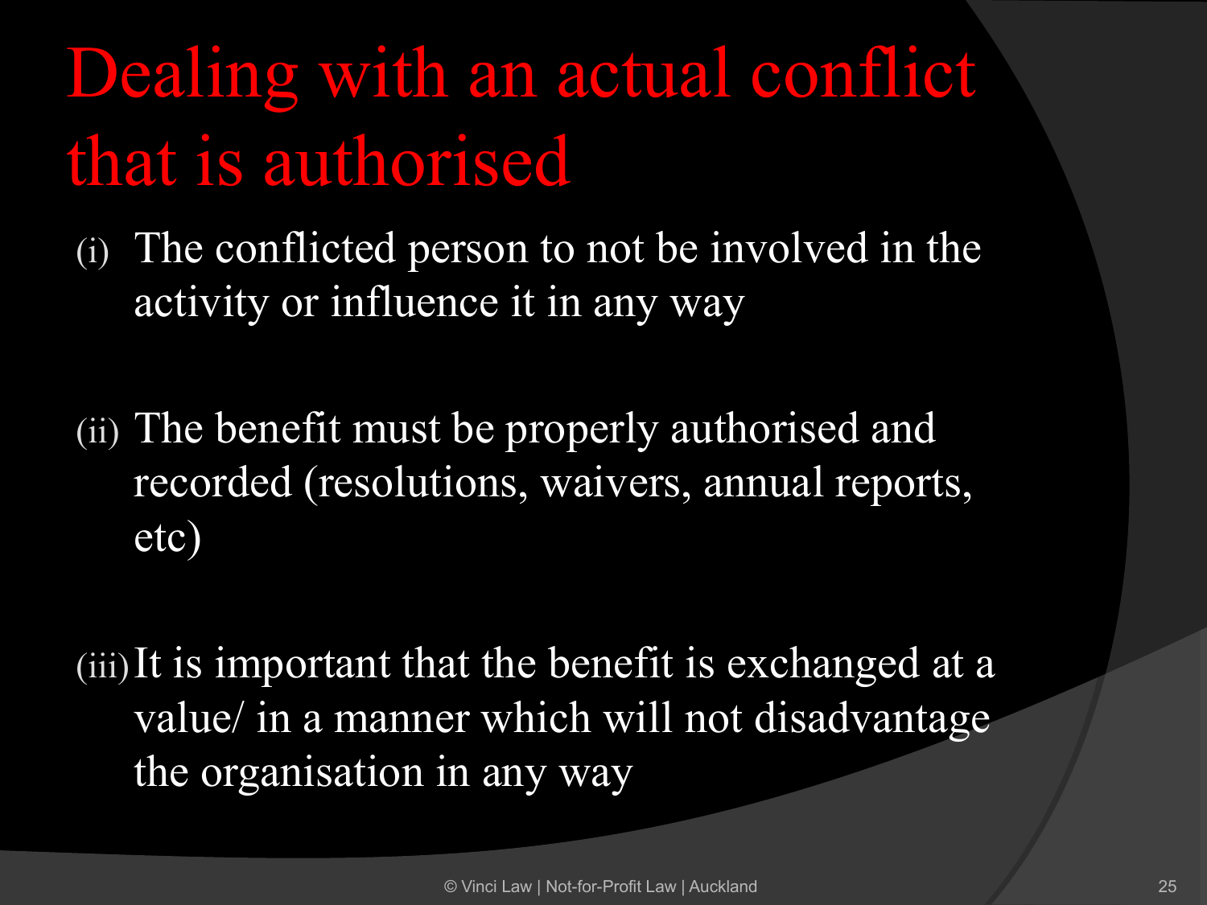# Dealing with an actual conflict that is authorised

(i) The conflicted person to not be involved in the activity or influence it in any way

(ii) The benefit must be properly authorised and recorded (resolutions, waivers, annual reports, etc)

(iii) It is important that the benefit is exchanged at a value/ in a manner which will not disadvantage the organisation in any way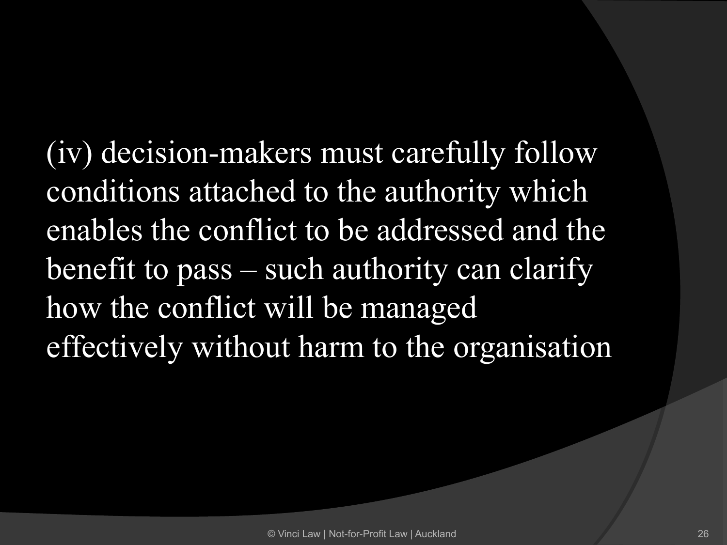(iv) decision-makers must carefully follow conditions attached to the authority which enables the conflict to be addressed and the benefit to pass – such authority can clarify how the conflict will be managed effectively without harm to the organisation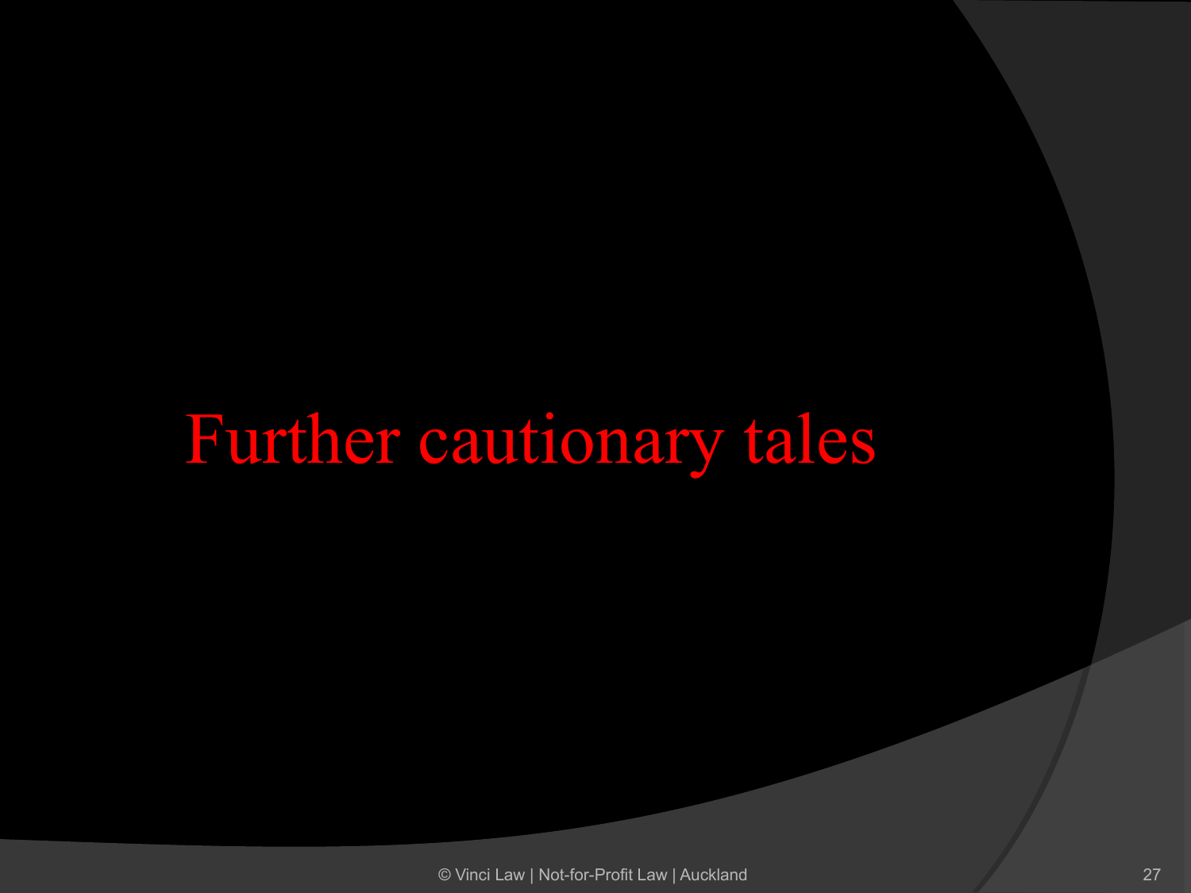# Further cautionary tales